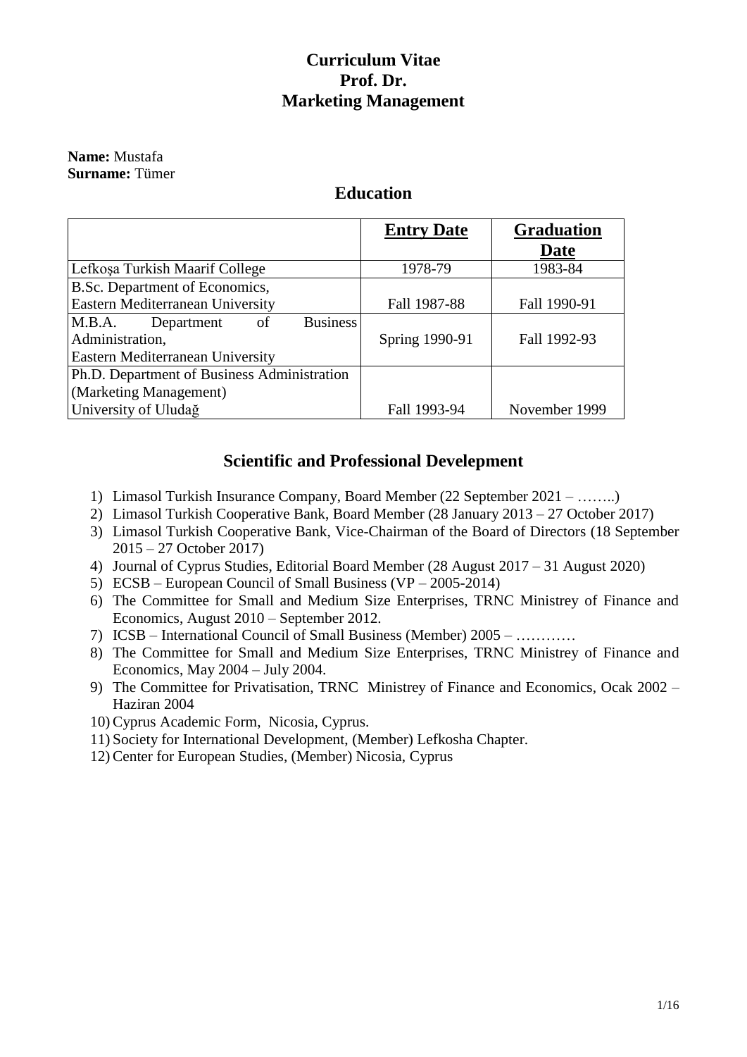# Curriculum Vitae
# Prof. Dr.
# Marketing Management

**Name:** Mustafa
**Surname:** Tümer

## Education

| | Entry Date | Graduation Date |
|---|---|---|
| Lefkoşa Turkish Maarif College | 1978-79 | 1983-84 |
| B.Sc. Department of Economics, Eastern Mediterranean University | Fall 1987-88 | Fall 1990-91 |
| M.B.A. Department of Business Administration, Eastern Mediterranean University | Spring 1990-91 | Fall 1992-93 |
| Ph.D. Department of Business Administration (Marketing Management) University of Uludağ | Fall 1993-94 | November 1999 |

## Scientific and Professional Develepment

1) Limasol Turkish Insurance Company, Board Member (22 September 2021 – ……..)
2) Limasol Turkish Cooperative Bank, Board Member (28 January 2013 – 27 October 2017)
3) Limasol Turkish Cooperative Bank, Vice-Chairman of the Board of Directors (18 September 2015 – 27 October 2017)
4) Journal of Cyprus Studies, Editorial Board Member (28 August 2017 – 31 August 2020)
5) ECSB – European Council of Small Business (VP – 2005-2014)
6) The Committee for Small and Medium Size Enterprises, TRNC Ministrey of Finance and Economics, August 2010 – September 2012.
7) ICSB – International Council of Small Business (Member) 2005 – …………
8) The Committee for Small and Medium Size Enterprises, TRNC Ministrey of Finance and Economics, May 2004 – July 2004.
9) The Committee for Privatisation, TRNC Ministrey of Finance and Economics, Ocak 2002 – Haziran 2004
10) Cyprus Academic Form, Nicosia, Cyprus.
11) Society for International Development, (Member) Lefkosha Chapter.
12) Center for European Studies, (Member) Nicosia, Cyprus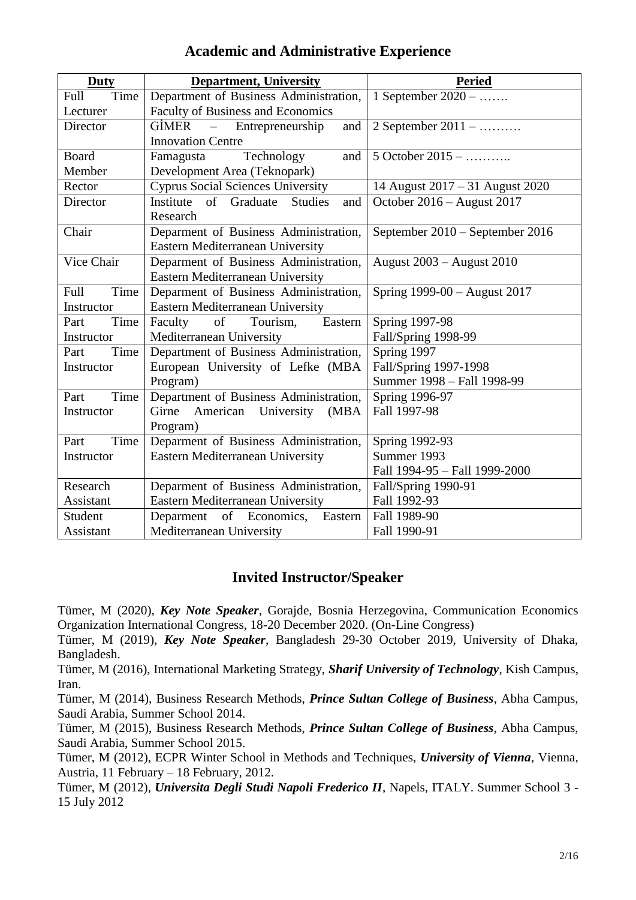## Academic and Administrative Experience

| Duty | Department, University | Peried |
|---|---|---|
| Full Time Lecturer | Department of Business Administration, Faculty of Business and Economics | 1 September 2020 – ……. |
| Director | GİMER – Entrepreneurship and Innovation Centre | 2 September 2011 – ………. |
| Board Member | Famagusta Technology and Development Area (Teknopark) | 5 October 2015 – ……….. |
| Rector | Cyprus Social Sciences University | 14 August 2017 – 31 August 2020 |
| Director | Institute of Graduate Studies and Research | October 2016 – August 2017 |
| Chair | Deparment of Business Administration, Eastern Mediterranean University | September 2010 – September 2016 |
| Vice Chair | Deparment of Business Administration, Eastern Mediterranean University | August 2003 – August 2010 |
| Full Time Instructor | Deparment of Business Administration, Eastern Mediterranean University | Spring 1999-00 – August 2017 |
| Part Time Instructor | Faculty of Tourism, Eastern Mediterranean University | Spring 1997-98<br>Fall/Spring 1998-99 |
| Part Time Instructor | Department of Business Administration, European University of Lefke (MBA Program) | Spring 1997<br>Fall/Spring 1997-1998<br>Summer 1998 – Fall 1998-99 |
| Part Time Instructor | Department of Business Administration, Girne American University (MBA Program) | Spring 1996-97<br>Fall 1997-98 |
| Part Time Instructor | Deparment of Business Administration, Eastern Mediterranean University | Spring 1992-93<br>Summer 1993<br>Fall 1994-95 – Fall 1999-2000 |
| Research Assistant | Deparment of Business Administration, Eastern Mediterranean University | Fall/Spring 1990-91<br>Fall 1992-93 |
| Student Assistant | Deparment of Economics, Eastern Mediterranean University | Fall 1989-90<br>Fall 1990-91 |

## Invited Instructor/Speaker

Tümer, M (2020), ***Key Note Speaker***, Gorajde, Bosnia Herzegovina, Communication Economics Organization International Congress, 18-20 December 2020. (On-Line Congress)

Tümer, M (2019), ***Key Note Speaker***, Bangladesh 29-30 October 2019, University of Dhaka, Bangladesh.

Tümer, M (2016), International Marketing Strategy, ***Sharif University of Technology***, Kish Campus, Iran.

Tümer, M (2014), Business Research Methods, ***Prince Sultan College of Business***, Abha Campus, Saudi Arabia, Summer School 2014.

Tümer, M (2015), Business Research Methods, ***Prince Sultan College of Business***, Abha Campus, Saudi Arabia, Summer School 2015.

Tümer, M (2012), ECPR Winter School in Methods and Techniques, ***University of Vienna***, Vienna, Austria, 11 February – 18 February, 2012.

Tümer, M (2012), ***Universita Degli Studi Napoli Frederico II***, Napels, ITALY. Summer School 3 - 15 July 2012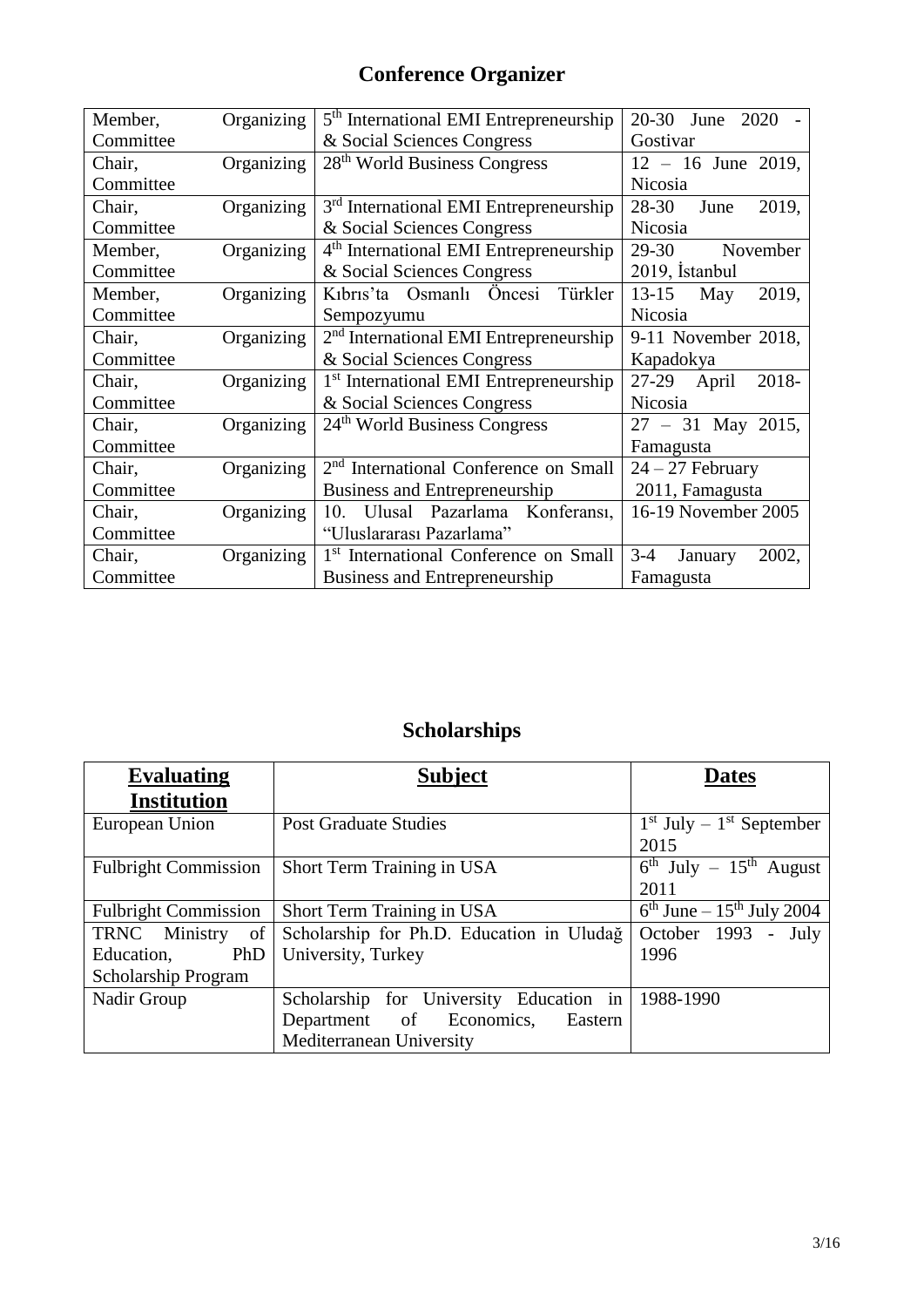## Conference Organizer

| | | |
|---|---|---|
| Member, Organizing Committee | 5th International EMI Entrepreneurship & Social Sciences Congress | 20-30 June 2020 - Gostivar |
| Chair, Organizing Committee | 28th World Business Congress | 12 – 16 June 2019, Nicosia |
| Chair, Organizing Committee | 3rd International EMI Entrepreneurship & Social Sciences Congress | 28-30 June 2019, Nicosia |
| Member, Organizing Committee | 4th International EMI Entrepreneurship & Social Sciences Congress | 29-30 November 2019, İstanbul |
| Member, Organizing Committee | Kıbrıs'ta Osmanlı Öncesi Türkler Sempozyumu | 13-15 May 2019, Nicosia |
| Chair, Organizing Committee | 2nd International EMI Entrepreneurship & Social Sciences Congress | 9-11 November 2018, Kapadokya |
| Chair, Organizing Committee | 1st International EMI Entrepreneurship & Social Sciences Congress | 27-29 April 2018- Nicosia |
| Chair, Organizing Committee | 24th World Business Congress | 27 – 31 May 2015, Famagusta |
| Chair, Organizing Committee | 2nd International Conference on Small Business and Entrepreneurship | 24 – 27 February 2011, Famagusta |
| Chair, Organizing Committee | 10. Ulusal Pazarlama Konferansı, "Uluslararası Pazarlama" | 16-19 November 2005 |
| Chair, Organizing Committee | 1st International Conference on Small Business and Entrepreneurship | 3-4 January 2002, Famagusta |

## Scholarships

| **Evaluating Institution** | **Subject** | **Dates** |
|---|---|---|
| European Union | Post Graduate Studies | 1st July – 1st September 2015 |
| Fulbright Commission | Short Term Training in USA | 6th July – 15th August 2011 |
| Fulbright Commission | Short Term Training in USA | 6th June – 15th July 2004 |
| TRNC Ministry of Education, PhD Scholarship Program | Scholarship for Ph.D. Education in Uludağ University, Turkey | October 1993 - July 1996 |
| Nadir Group | Scholarship for University Education in Department of Economics, Eastern Mediterranean University | 1988-1990 |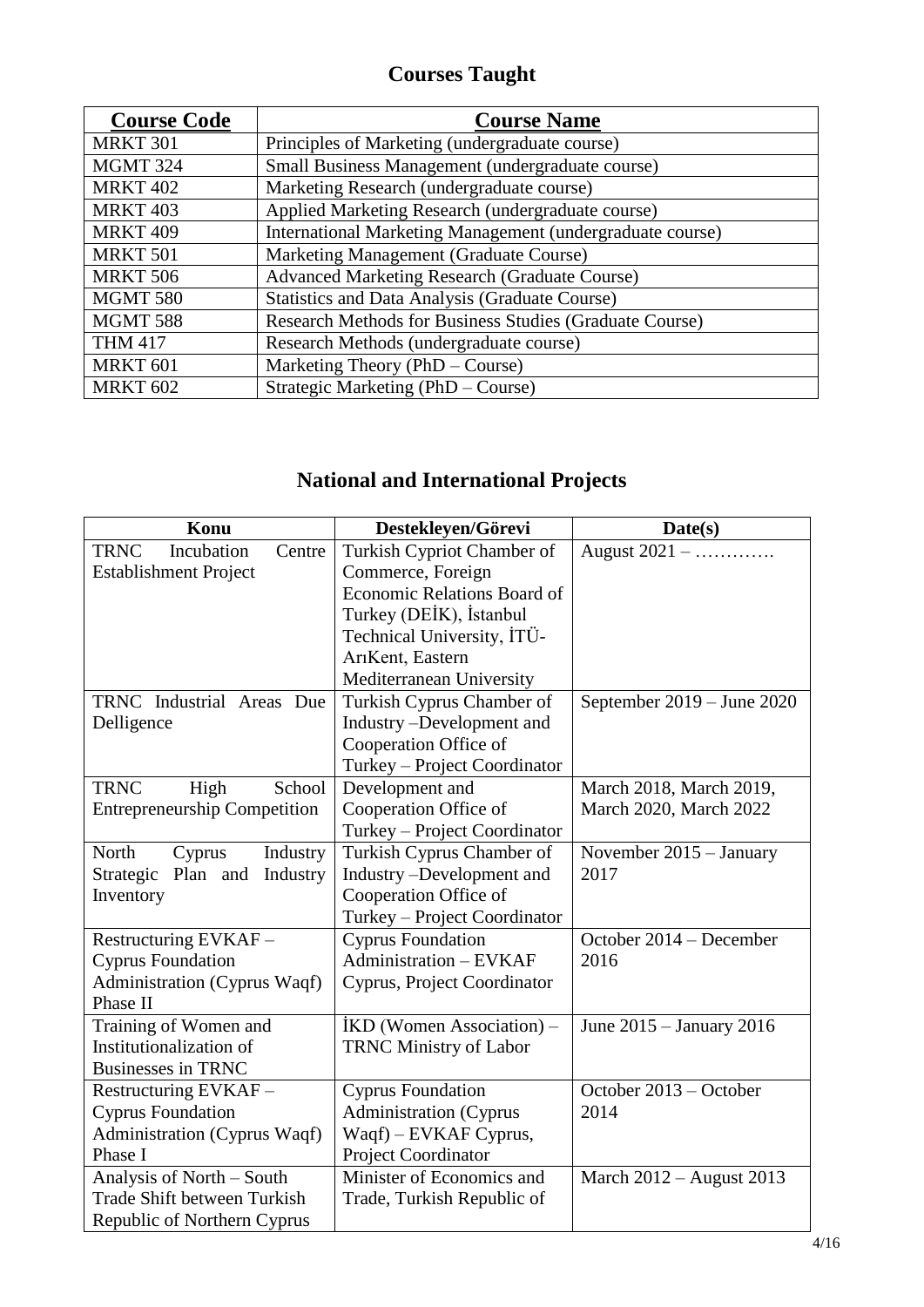## Courses Taught

| Course Code | Course Name |
|---|---|
| MRKT 301 | Principles of Marketing (undergraduate course) |
| MGMT 324 | Small Business Management (undergraduate course) |
| MRKT 402 | Marketing Research (undergraduate course) |
| MRKT 403 | Applied Marketing Research (undergraduate course) |
| MRKT 409 | International Marketing Management (undergraduate course) |
| MRKT 501 | Marketing Management (Graduate Course) |
| MRKT 506 | Advanced Marketing Research (Graduate Course) |
| MGMT 580 | Statistics and Data Analysis (Graduate Course) |
| MGMT 588 | Research Methods for Business Studies (Graduate Course) |
| THM 417 | Research Methods (undergraduate course) |
| MRKT 601 | Marketing Theory (PhD – Course) |
| MRKT 602 | Strategic Marketing (PhD – Course) |

## National and International Projects

| Konu | Destekleyen/Görevi | Date(s) |
|---|---|---|
| TRNC Incubation Centre Establishment Project | Turkish Cypriot Chamber of Commerce, Foreign Economic Relations Board of Turkey (DEİK), İstanbul Technical University, İTÜ-ArıKent, Eastern Mediterranean University | August 2021 – …………. |
| TRNC Industrial Areas Due Delligence | Turkish Cyprus Chamber of Industry –Development and Cooperation Office of Turkey – Project Coordinator | September 2019 – June 2020 |
| TRNC High School Entrepreneurship Competition | Development and Cooperation Office of Turkey – Project Coordinator | March 2018, March 2019, March 2020, March 2022 |
| North Cyprus Industry Strategic Plan and Industry Inventory | Turkish Cyprus Chamber of Industry –Development and Cooperation Office of Turkey – Project Coordinator | November 2015 – January 2017 |
| Restructuring EVKAF – Cyprus Foundation Administration (Cyprus Waqf) Phase II | Cyprus Foundation Administration – EVKAF Cyprus, Project Coordinator | October 2014 – December 2016 |
| Training of Women and Institutionalization of Businesses in TRNC | İKD (Women Association) – TRNC Ministry of Labor | June 2015 – January 2016 |
| Restructuring EVKAF – Cyprus Foundation Administration (Cyprus Waqf) Phase I | Cyprus Foundation Administration (Cyprus Waqf) – EVKAF Cyprus, Project Coordinator | October 2013 – October 2014 |
| Analysis of North – South Trade Shift between Turkish Republic of Northern Cyprus | Minister of Economics and Trade, Turkish Republic of | March 2012 – August 2013 |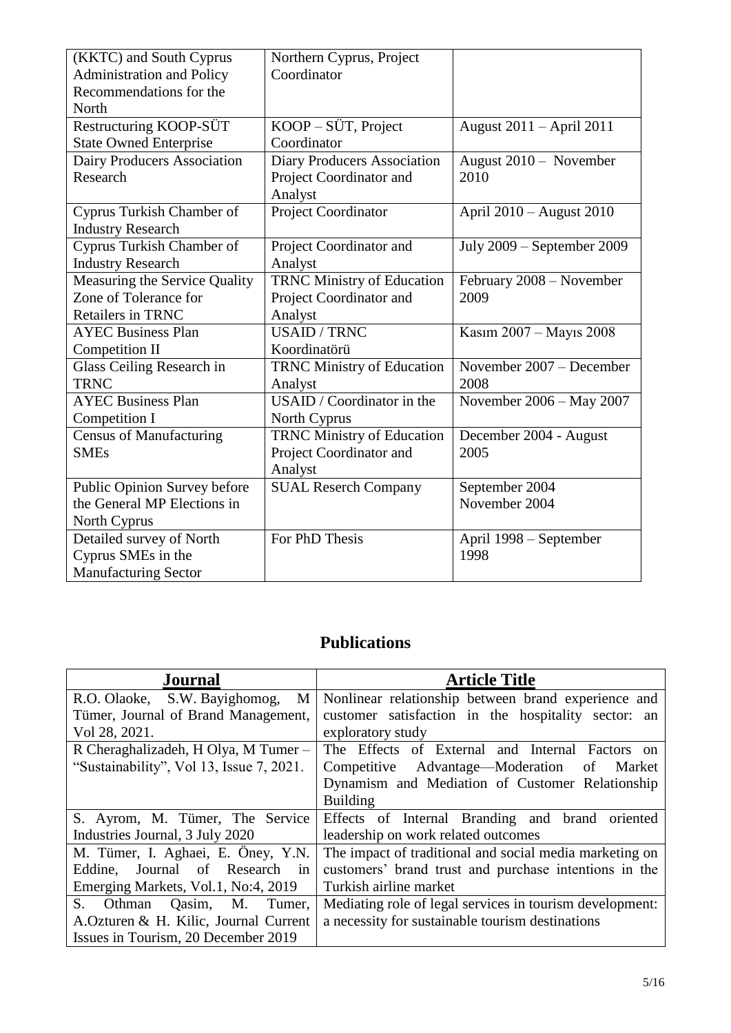| | | |
|---|---|---|
| (KKTC) and South Cyprus Administration and Policy Recommendations for the North | Northern Cyprus, Project Coordinator | |
| Restructuring KOOP-SÜT State Owned Enterprise | KOOP – SÜT, Project Coordinator | August 2011 – April 2011 |
| Dairy Producers Association Research | Diary Producers Association Project Coordinator and Analyst | August 2010 – November 2010 |
| Cyprus Turkish Chamber of Industry Research | Project Coordinator | April 2010 – August 2010 |
| Cyprus Turkish Chamber of Industry Research | Project Coordinator and Analyst | July 2009 – September 2009 |
| Measuring the Service Quality Zone of Tolerance for Retailers in TRNC | TRNC Ministry of Education Project Coordinator and Analyst | February 2008 – November 2009 |
| AYEC Business Plan Competition II | USAID / TRNC Koordinatörü | Kasım 2007 – Mayıs 2008 |
| Glass Ceiling Research in TRNC | TRNC Ministry of Education Analyst | November 2007 – December 2008 |
| AYEC Business Plan Competition I | USAID / Coordinator in the North Cyprus | November 2006 – May 2007 |
| Census of Manufacturing SMEs | TRNC Ministry of Education Project Coordinator and Analyst | December 2004 - August 2005 |
| Public Opinion Survey before the General MP Elections in North Cyprus | SUAL Reserch Company | September 2004 November 2004 |
| Detailed survey of North Cyprus SMEs in the Manufacturing Sector | For PhD Thesis | April 1998 – September 1998 |

## Publications

| **Journal** | **Article Title** |
|---|---|
| R.O. Olaoke, S.W. Bayighomog, M Tümer, Journal of Brand Management, Vol 28, 2021. | Nonlinear relationship between brand experience and customer satisfaction in the hospitality sector: an exploratory study |
| R Cheraghalizadeh, H Olya, M Tumer – "Sustainability", Vol 13, Issue 7, 2021. | The Effects of External and Internal Factors on Competitive Advantage—Moderation of Market Dynamism and Mediation of Customer Relationship Building |
| S. Ayrom, M. Tümer, The Service Industries Journal, 3 July 2020 | Effects of Internal Branding and brand oriented leadership on work related outcomes |
| M. Tümer, I. Aghaei, E. Öney, Y.N. Eddine, Journal of Research in Emerging Markets, Vol.1, No:4, 2019 | The impact of traditional and social media marketing on customers' brand trust and purchase intentions in the Turkish airline market |
| S. Othman Qasim, M. Tumer, A.Ozturen & H. Kilic, Journal Current Issues in Tourism, 20 December 2019 | Mediating role of legal services in tourism development: a necessity for sustainable tourism destinations |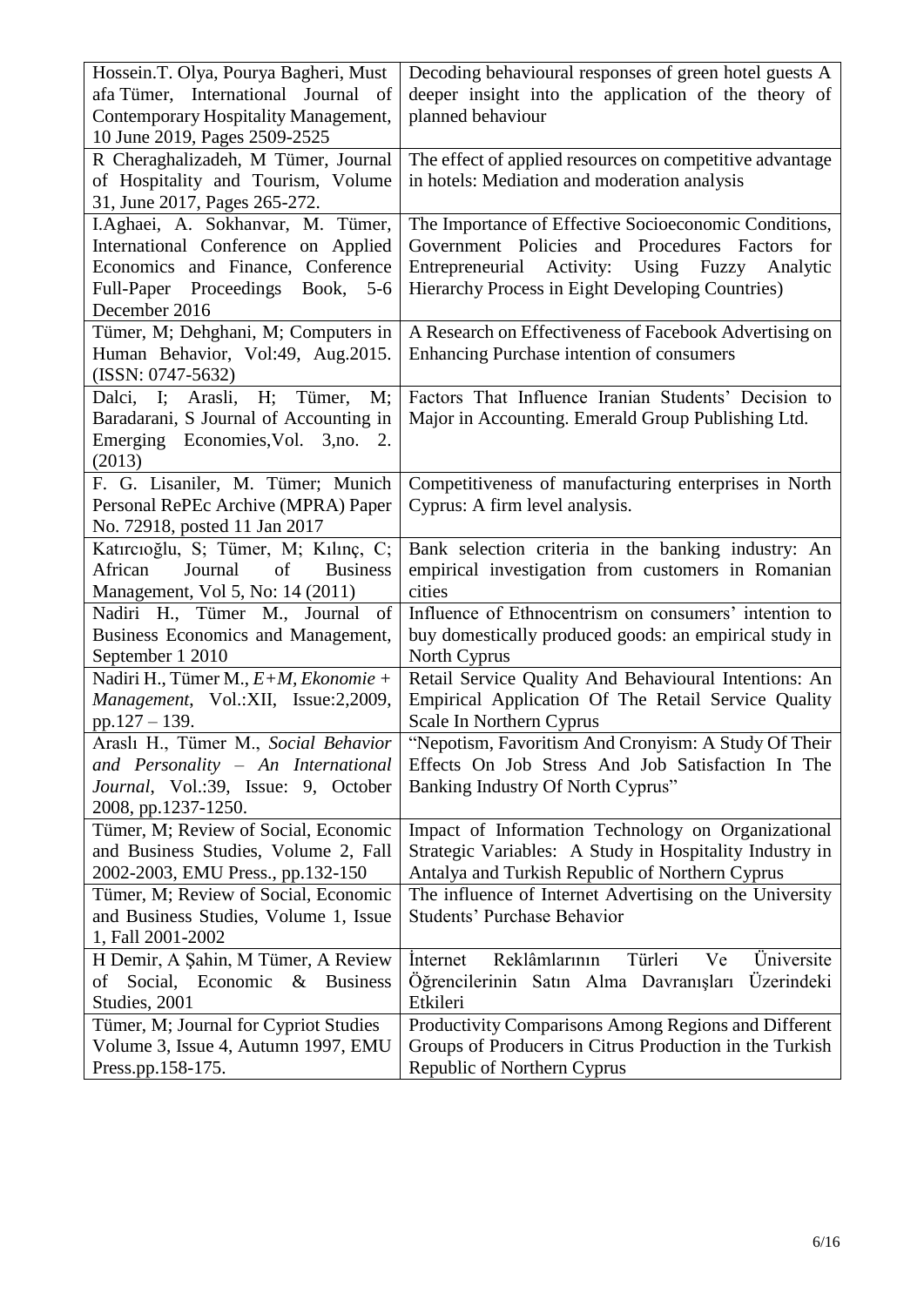| | |
|---|---|
| Hossein.T. Olya, Pourya Bagheri, Must afa Tümer, International Journal of Contemporary Hospitality Management, 10 June 2019, Pages 2509-2525 | Decoding behavioural responses of green hotel guests A deeper insight into the application of the theory of planned behaviour |
| R Cheraghalizadeh, M Tümer, Journal of Hospitality and Tourism, Volume 31, June 2017, Pages 265-272. | The effect of applied resources on competitive advantage in hotels: Mediation and moderation analysis |
| I.Aghaei, A. Sokhanvar, M. Tümer, International Conference on Applied Economics and Finance, Conference Full-Paper Proceedings Book, 5-6 December 2016 | The Importance of Effective Socioeconomic Conditions, Government Policies and Procedures Factors for Entrepreneurial Activity: Using Fuzzy Analytic Hierarchy Process in Eight Developing Countries) |
| Tümer, M; Dehghani, M; Computers in Human Behavior, Vol:49, Aug.2015. (ISSN: 0747-5632) | A Research on Effectiveness of Facebook Advertising on Enhancing Purchase intention of consumers |
| Dalci, I; Arasli, H; Tümer, M; Baradarani, S Journal of Accounting in Emerging Economies,Vol. 3,no. 2. (2013) | Factors That Influence Iranian Students' Decision to Major in Accounting. Emerald Group Publishing Ltd. |
| F. G. Lisaniler, M. Tümer; Munich Personal RePEc Archive (MPRA) Paper No. 72918, posted 11 Jan 2017 | Competitiveness of manufacturing enterprises in North Cyprus: A firm level analysis. |
| Katırcıoğlu, S; Tümer, M; Kılınç, C; African Journal of Business Management, Vol 5, No: 14 (2011) | Bank selection criteria in the banking industry: An empirical investigation from customers in Romanian cities |
| Nadiri H., Tümer M., Journal of Business Economics and Management, September 1 2010 | Influence of Ethnocentrism on consumers' intention to buy domestically produced goods: an empirical study in North Cyprus |
| Nadiri H., Tümer M., *E+M, Ekonomie + Management*, Vol.:XII, Issue:2,2009, pp.127 – 139. | Retail Service Quality And Behavioural Intentions: An Empirical Application Of The Retail Service Quality Scale In Northern Cyprus |
| Araslı H., Tümer M., *Social Behavior and Personality – An International Journal*, Vol.:39, Issue: 9, October 2008, pp.1237-1250. | "Nepotism, Favoritism And Cronyism: A Study Of Their Effects On Job Stress And Job Satisfaction In The Banking Industry Of North Cyprus" |
| Tümer, M; Review of Social, Economic and Business Studies, Volume 2, Fall 2002-2003, EMU Press., pp.132-150 | Impact of Information Technology on Organizational Strategic Variables: A Study in Hospitality Industry in Antalya and Turkish Republic of Northern Cyprus |
| Tümer, M; Review of Social, Economic and Business Studies, Volume 1, Issue 1, Fall 2001-2002 | The influence of Internet Advertising on the University Students' Purchase Behavior |
| H Demir, A Şahin, M Tümer, A Review of Social, Economic & Business Studies, 2001 | İnternet Reklâmlarının Türleri Ve Üniversite Öğrencilerinin Satın Alma Davranışları Üzerindeki Etkileri |
| Tümer, M; Journal for Cypriot Studies Volume 3, Issue 4, Autumn 1997, EMU Press.pp.158-175. | Productivity Comparisons Among Regions and Different Groups of Producers in Citrus Production in the Turkish Republic of Northern Cyprus |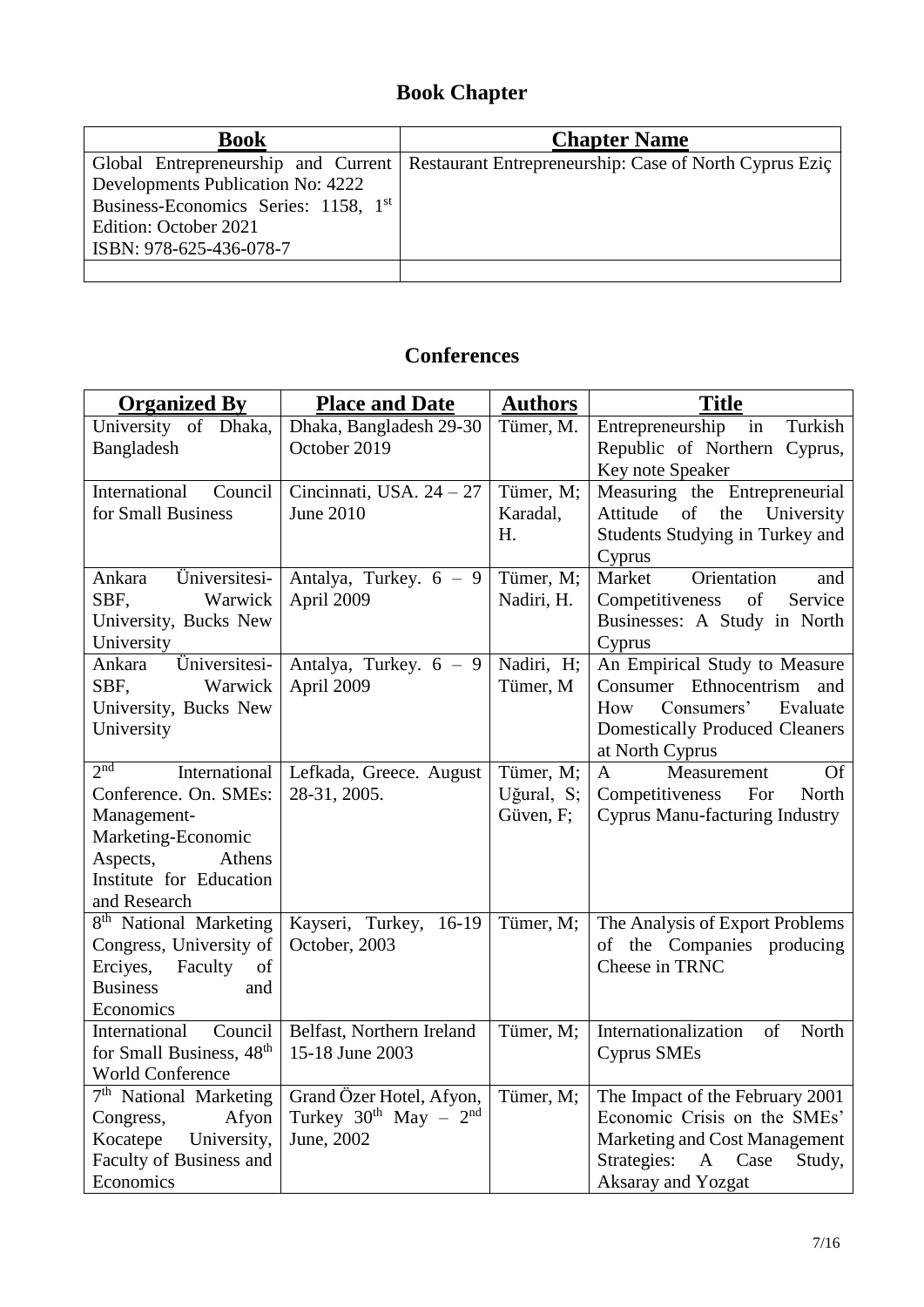# Book Chapter

| Book | Chapter Name |
|---|---|
| Global Entrepreneurship and Current Developments Publication No: 4222 Business-Economics Series: 1158, 1st Edition: October 2021 ISBN: 978-625-436-078-7 | Restaurant Entrepreneurship: Case of North Cyprus Eziç |
| | |

# Conferences

| Organized By | Place and Date | Authors | Title |
|---|---|---|---|
| University of Dhaka, Bangladesh | Dhaka, Bangladesh 29-30 October 2019 | Tümer, M. | Entrepreneurship in Turkish Republic of Northern Cyprus, Key note Speaker |
| International Council for Small Business | Cincinnati, USA. 24 – 27 June 2010 | Tümer, M; Karadal, H. | Measuring the Entrepreneurial Attitude of the University Students Studying in Turkey and Cyprus |
| Ankara Üniversitesi-SBF, Warwick University, Bucks New University | Antalya, Turkey. 6 – 9 April 2009 | Tümer, M; Nadiri, H. | Market Orientation and Competitiveness of Service Businesses: A Study in North Cyprus |
| Ankara Üniversitesi-SBF, Warwick University, Bucks New University | Antalya, Turkey. 6 – 9 April 2009 | Nadiri, H; Tümer, M | An Empirical Study to Measure Consumer Ethnocentrism and How Consumers' Evaluate Domestically Produced Cleaners at North Cyprus |
| 2nd International Conference. On. SMEs: Management-Marketing-Economic Aspects, Athens Institute for Education and Research | Lefkada, Greece. August 28-31, 2005. | Tümer, M; Uğural, S; Güven, F; | A Measurement Of Competitiveness For North Cyprus Manu-facturing Industry |
| 8th National Marketing Congress, University of Erciyes, Faculty of Business and Economics | Kayseri, Turkey, 16-19 October, 2003 | Tümer, M; | The Analysis of Export Problems of the Companies producing Cheese in TRNC |
| International Council for Small Business, 48th World Conference | Belfast, Northern Ireland 15-18 June 2003 | Tümer, M; | Internationalization of North Cyprus SMEs |
| 7th National Marketing Congress, Afyon Kocatepe University, Faculty of Business and Economics | Grand Özer Hotel, Afyon, Turkey 30th May – 2nd June, 2002 | Tümer, M; | The Impact of the February 2001 Economic Crisis on the SMEs' Marketing and Cost Management Strategies: A Case Study, Aksaray and Yozgat |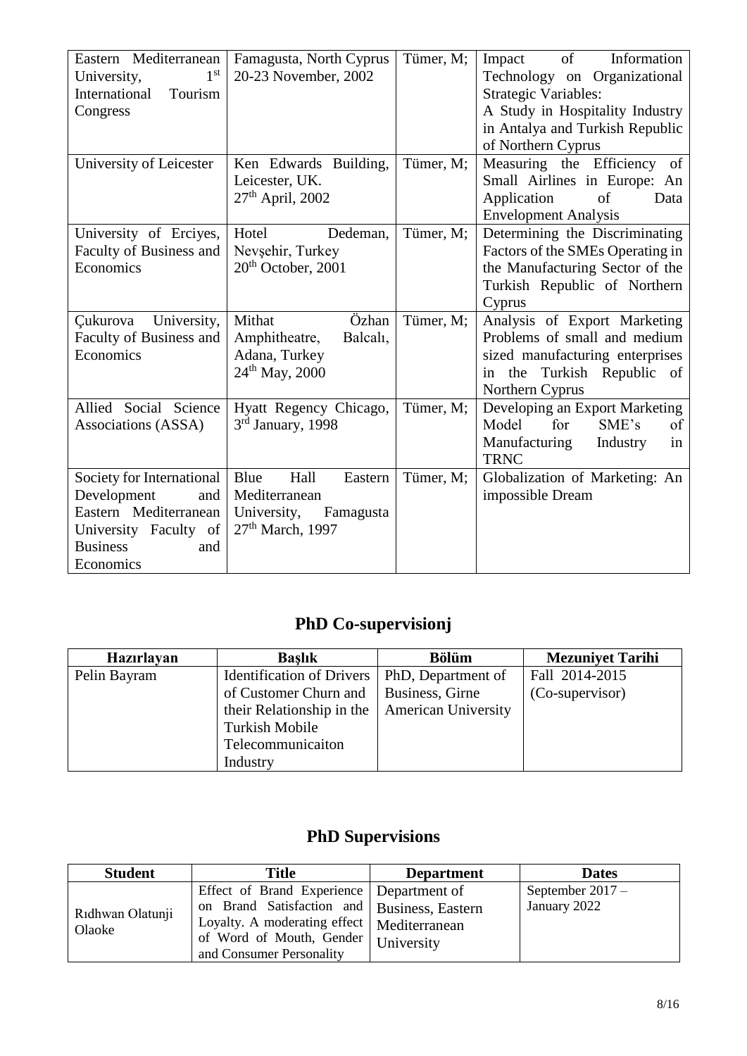| | | | |
|---|---|---|---|
| Eastern Mediterranean University, 1st International Tourism Congress | Famagusta, North Cyprus 20-23 November, 2002 | Tümer, M; | Impact of Information Technology on Organizational Strategic Variables: A Study in Hospitality Industry in Antalya and Turkish Republic of Northern Cyprus |
| University of Leicester | Ken Edwards Building, Leicester, UK. 27th April, 2002 | Tümer, M; | Measuring the Efficiency of Small Airlines in Europe: An Application of Data Envelopment Analysis |
| University of Erciyes, Faculty of Business and Economics | Hotel Dedeman, Nevşehir, Turkey 20th October, 2001 | Tümer, M; | Determining the Discriminating Factors of the SMEs Operating in the Manufacturing Sector of the Turkish Republic of Northern Cyprus |
| Çukurova University, Faculty of Business and Economics | Mithat Özhan Amphitheatre, Balcalı, Adana, Turkey 24th May, 2000 | Tümer, M; | Analysis of Export Marketing Problems of small and medium sized manufacturing enterprises in the Turkish Republic of Northern Cyprus |
| Allied Social Science Associations (ASSA) | Hyatt Regency Chicago, 3rd January, 1998 | Tümer, M; | Developing an Export Marketing Model for SME's of Manufacturing Industry in TRNC |
| Society for International Development and Eastern Mediterranean University Faculty of Business and Economics | Blue Hall Eastern Mediterranean University, Famagusta 27th March, 1997 | Tümer, M; | Globalization of Marketing: An impossible Dream |

## PhD Co-supervisionj

| Hazırlayan | Başlık | Bölüm | Mezuniyet Tarihi |
|---|---|---|---|
| Pelin Bayram | Identification of Drivers of Customer Churn and their Relationship in the Turkish Mobile Telecommunicaiton Industry | PhD, Department of Business, Girne American University | Fall 2014-2015 (Co-supervisor) |

## PhD Supervisions

| Student | Title | Department | Dates |
|---|---|---|---|
| Rıdhwan Olatunji Olaoke | Effect of Brand Experience on Brand Satisfaction and Loyalty. A moderating effect of Word of Mouth, Gender and Consumer Personality | Department of Business, Eastern Mediterranean University | September 2017 – January 2022 |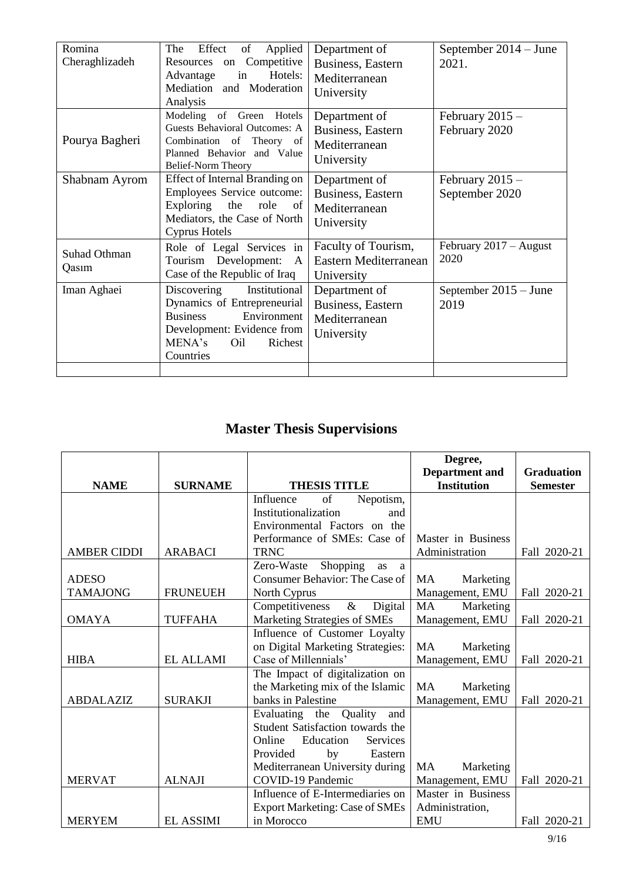| | | | |
|---|---|---|---|
| Romina Cheraghlizadeh | The Effect of Applied Resources on Competitive Advantage in Hotels: Mediation and Moderation Analysis | Department of Business, Eastern Mediterranean University | September 2014 – June 2021. |
| Pourya Bagheri | Modeling of Green Hotels Guests Behavioral Outcomes: A Combination of Theory of Planned Behavior and Value Belief-Norm Theory | Department of Business, Eastern Mediterranean University | February 2015 – February 2020 |
| Shabnam Ayrom | Effect of Internal Branding on Employees Service outcome: Exploring the role of Mediators, the Case of North Cyprus Hotels | Department of Business, Eastern Mediterranean University | February 2015 – September 2020 |
| Suhad Othman Qasım | Role of Legal Services in Tourism Development: A Case of the Republic of Iraq | Faculty of Tourism, Eastern Mediterranean University | February 2017 – August 2020 |
| Iman Aghaei | Discovering Institutional Dynamics of Entrepreneurial Business Environment Development: Evidence from MENA's Oil Richest Countries | Department of Business, Eastern Mediterranean University | September 2015 – June 2019 |
| | | | |

## Master Thesis Supervisions

| NAME | SURNAME | THESIS TITLE | Degree, Department and Institution | Graduation Semester |
|---|---|---|---|---|
| AMBER CIDDI | ARABACI | Influence of Nepotism, Institutionalization and Environmental Factors on the Performance of SMEs: Case of TRNC | Master in Business Administration | Fall 2020-21 |
| ADESO TAMAJONG | FRUNEUEH | Zero-Waste Shopping as a Consumer Behavior: The Case of North Cyprus | MA Marketing Management, EMU | Fall 2020-21 |
| OMAYA | TUFFAHA | Competitiveness & Digital Marketing Strategies of SMEs | MA Marketing Management, EMU | Fall 2020-21 |
| HIBA | EL ALLAMI | Influence of Customer Loyalty on Digital Marketing Strategies: Case of Millennials' | MA Marketing Management, EMU | Fall 2020-21 |
| ABDALAZIZ | SURAKJI | The Impact of digitalization on the Marketing mix of the Islamic banks in Palestine | MA Marketing Management, EMU | Fall 2020-21 |
| MERVAT | ALNAJI | Evaluating the Quality and Student Satisfaction towards the Online Education Services Provided by Eastern Mediterranean University during COVID-19 Pandemic | MA Marketing Management, EMU | Fall 2020-21 |
| MERYEM | EL ASSIMI | Influence of E-Intermediaries on Export Marketing: Case of SMEs in Morocco | Master in Business Administration, EMU | Fall 2020-21 |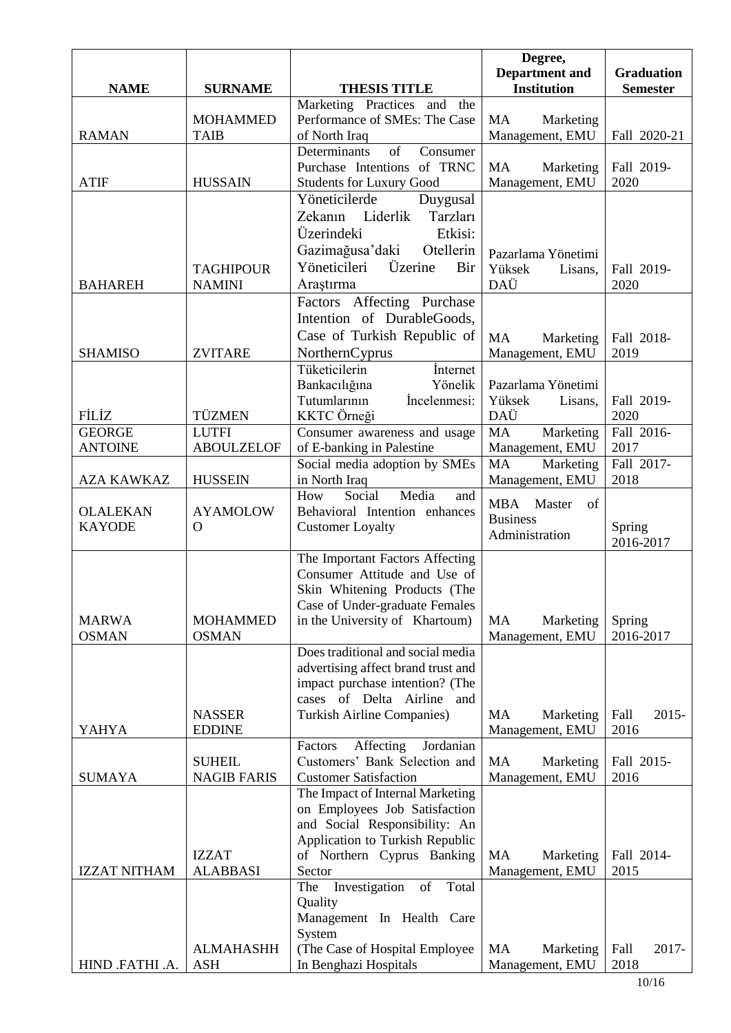| NAME | SURNAME | THESIS TITLE | Degree, Department and Institution | Graduation Semester |
|---|---|---|---|---|
| RAMAN | MOHAMMED TAIB | Marketing Practices and the Performance of SMEs: The Case of North Iraq | MA Marketing Management, EMU | Fall 2020-21 |
| ATIF | HUSSAIN | Determinants of Consumer Purchase Intentions of TRNC Students for Luxury Good | MA Marketing Management, EMU | Fall 2019-2020 |
| BAHAREH | TAGHIPOUR NAMINI | Yöneticilerde Duygusal Zekanın Liderlik Tarzları Üzerindeki Etkisi: Gazimağusa'daki Otellerin Yöneticileri Üzerine Bir Araştırma | Pazarlama Yönetimi Yüksek Lisans, DAÜ | Fall 2019-2020 |
| SHAMISO | ZVITARE | Factors Affecting Purchase Intention of DurableGoods, Case of Turkish Republic of NorthernCyprus | MA Marketing Management, EMU | Fall 2018-2019 |
| FİLİZ | TÜZMEN | Tüketicilerin İnternet Bankacılığına Yönelik Tutumlarının İncelenmesi: KKTC Örneği | Pazarlama Yönetimi Yüksek Lisans, DAÜ | Fall 2019-2020 |
| GEORGE ANTOINE | LUTFI ABOULZELOF | Consumer awareness and usage of E-banking in Palestine | MA Marketing Management, EMU | Fall 2016-2017 |
| AZA KAWKAZ | HUSSEIN | Social media adoption by SMEs in North Iraq | MA Marketing Management, EMU | Fall 2017-2018 |
| OLALEKAN KAYODE | AYAMOLOWO | How Social Media and Behavioral Intention enhances Customer Loyalty | MBA Master of Business Administration | Spring 2016-2017 |
| MARWA OSMAN | MOHAMMED OSMAN | The Important Factors Affecting Consumer Attitude and Use of Skin Whitening Products (The Case of Under-graduate Females in the University of Khartoum) | MA Marketing Management, EMU | Spring 2016-2017 |
| YAHYA | NASSER EDDINE | Does traditional and social media advertising affect brand trust and impact purchase intention? (The cases of Delta Airline and Turkish Airline Companies) | MA Marketing Management, EMU | Fall 2015-2016 |
| SUMAYA | SUHEIL NAGIB FARIS | Factors Affecting Jordanian Customers' Bank Selection and Customer Satisfaction | MA Marketing Management, EMU | Fall 2015-2016 |
| IZZAT NITHAM | IZZAT ALABBASI | The Impact of Internal Marketing on Employees Job Satisfaction and Social Responsibility: An Application to Turkish Republic of Northern Cyprus Banking Sector | MA Marketing Management, EMU | Fall 2014-2015 |
| HIND .FATHI .A. | ALMAHASHHASH | The Investigation of Total Quality Management In Health Care System (The Case of Hospital Employee In Benghazi Hospitals | MA Marketing Management, EMU | Fall 2017-2018 |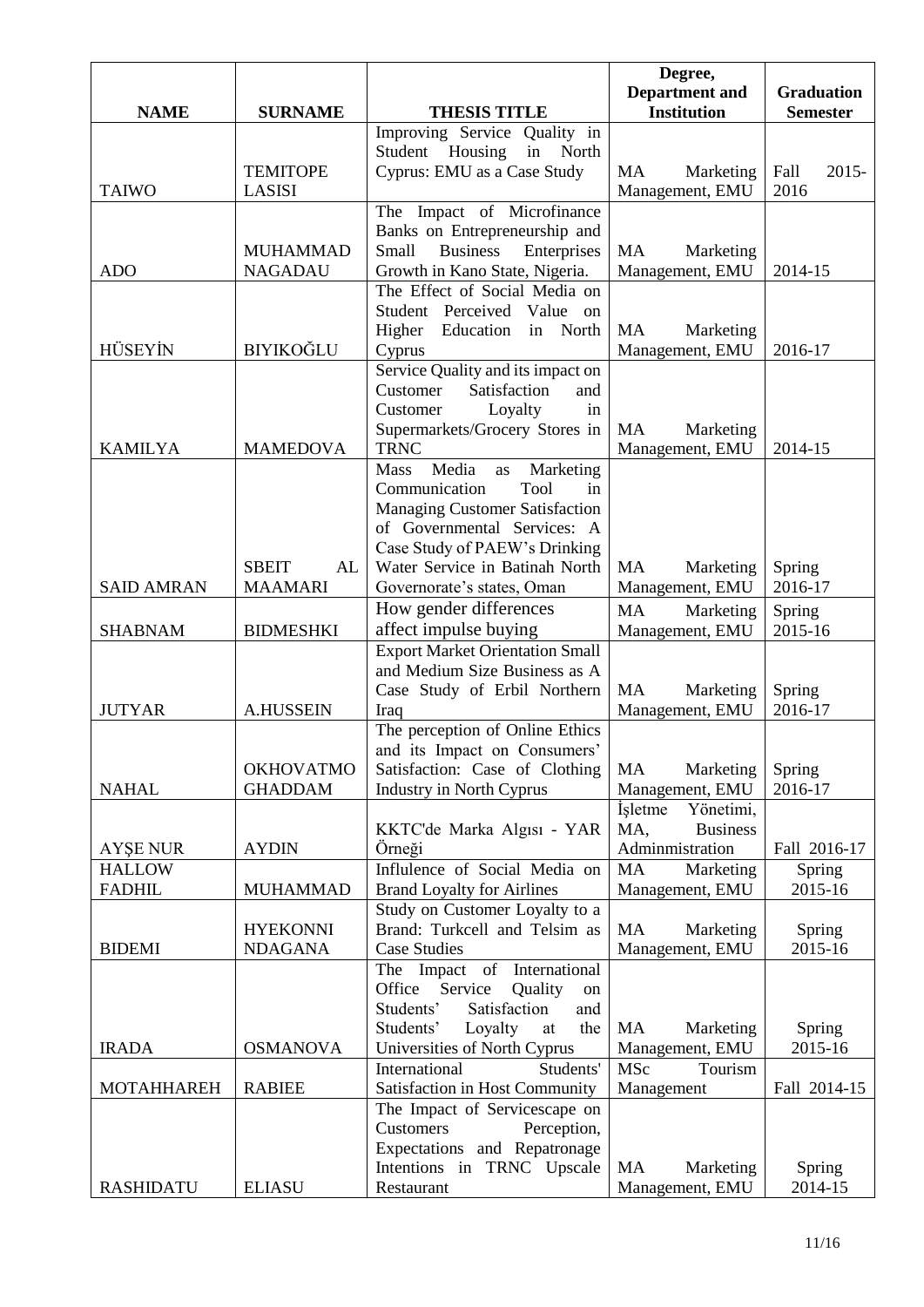| NAME | SURNAME | THESIS TITLE | Degree, Department and Institution | Graduation Semester |
|---|---|---|---|---|
| TAIWO | TEMITOPE LASISI | Improving Service Quality in Student Housing in North Cyprus: EMU as a Case Study | MA Marketing Management, EMU | Fall 2015-2016 |
| ADO | MUHAMMAD NAGADAU | The Impact of Microfinance Banks on Entrepreneurship and Small Business Enterprises Growth in Kano State, Nigeria. | MA Marketing Management, EMU | 2014-15 |
| HÜSEYİN | BIYIKOĞLU | The Effect of Social Media on Student Perceived Value on Higher Education in North Cyprus | MA Marketing Management, EMU | 2016-17 |
| KAMILYA | MAMEDOVA | Service Quality and its impact on Customer Satisfaction and Customer Loyalty in Supermarkets/Grocery Stores in TRNC | MA Marketing Management, EMU | 2014-15 |
| SAID AMRAN | SBEIT AL MAAMARI | Mass Media as Marketing Communication Tool in Managing Customer Satisfaction of Governmental Services: A Case Study of PAEW's Drinking Water Service in Batinah North Governorate's states, Oman | MA Marketing Management, EMU | Spring 2016-17 |
| SHABNAM | BIDMESHKI | How gender differences affect impulse buying | MA Marketing Management, EMU | Spring 2015-16 |
| JUTYAR | A.HUSSEIN | Export Market Orientation Small and Medium Size Business as A Case Study of Erbil Northern Iraq | MA Marketing Management, EMU | Spring 2016-17 |
| NAHAL | OKHOVATMO GHADDAM | The perception of Online Ethics and its Impact on Consumers' Satisfaction: Case of Clothing Industry in North Cyprus | MA Marketing Management, EMU | Spring 2016-17 |
| AYŞE NUR | AYDIN | KKTC'de Marka Algısı - YAR Örneği | İşletme Yönetimi, MA, Business Adminmistration | Fall 2016-17 |
| HALLOW FADHIL | MUHAMMAD | Influlence of Social Media on Brand Loyalty for Airlines | MA Marketing Management, EMU | Spring 2015-16 |
| BIDEMI | HYEKONNI NDAGANA | Study on Customer Loyalty to a Brand: Turkcell and Telsim as Case Studies | MA Marketing Management, EMU | Spring 2015-16 |
| IRADA | OSMANOVA | The Impact of International Office Service Quality on Students' Satisfaction and Students' Loyalty at the Universities of North Cyprus | MA Marketing Management, EMU | Spring 2015-16 |
| MOTAHHAREH | RABIEE | International Students' Satisfaction in Host Community | MSc Tourism Management | Fall 2014-15 |
| RASHIDATU | ELIASU | The Impact of Servicescape on Customers Perception, Expectations and Repatronage Intentions in TRNC Upscale Restaurant | MA Marketing Management, EMU | Spring 2014-15 |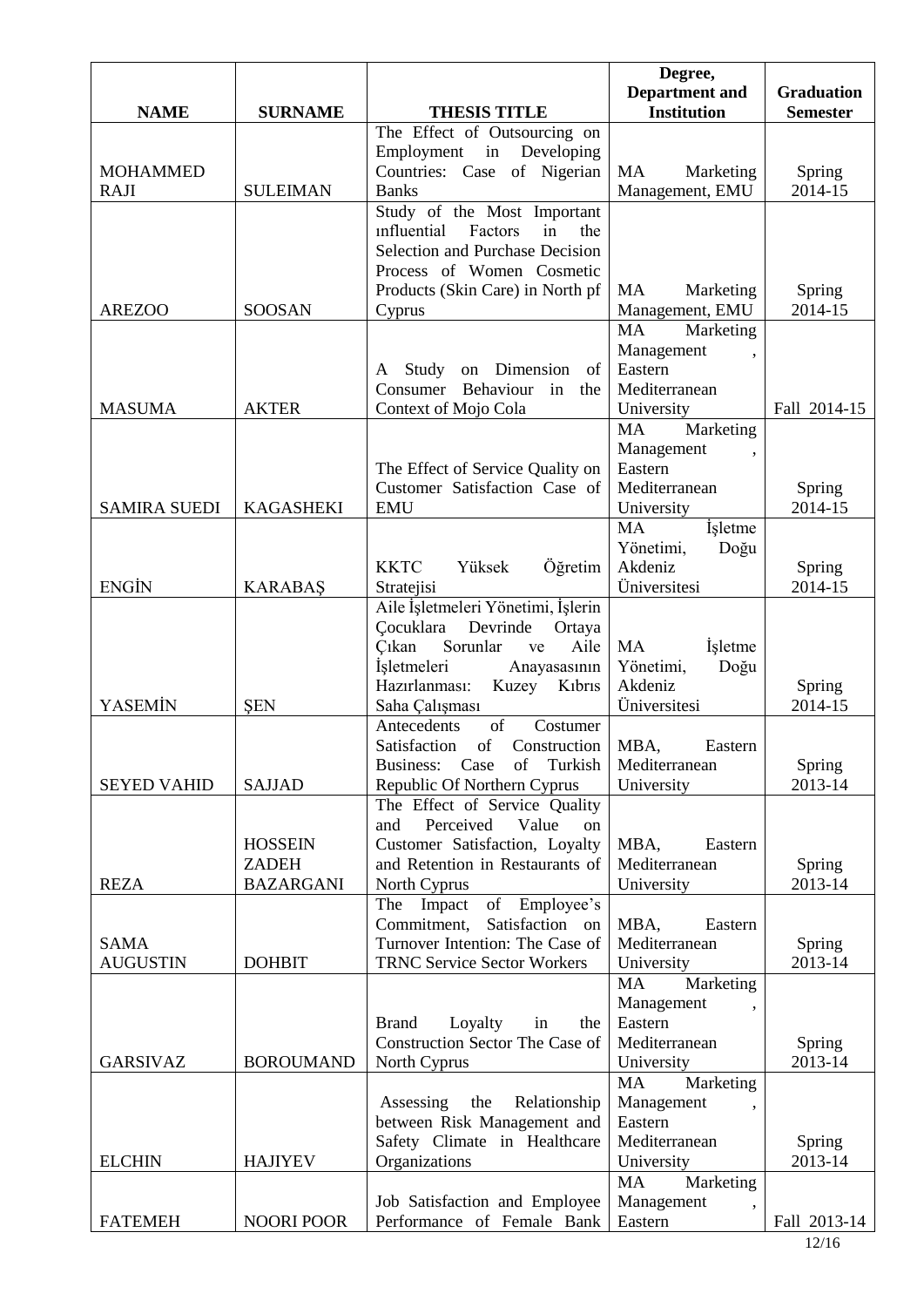| NAME | SURNAME | THESIS TITLE | Degree, Department and Institution | Graduation Semester |
|---|---|---|---|---|
| MOHAMMED RAJI | SULEIMAN | The Effect of Outsourcing on Employment in Developing Countries: Case of Nigerian Banks | MA Marketing Management, EMU | Spring 2014-15 |
| AREZOO | SOOSAN | Study of the Most Important ınfluential Factors in the Selection and Purchase Decision Process of Women Cosmetic Products (Skin Care) in North pf Cyprus | MA Marketing Management, EMU | Spring 2014-15 |
| MASUMA | AKTER | A Study on Dimension of Consumer Behaviour in the Context of Mojo Cola | MA Marketing Management , Eastern Mediterranean University | Fall 2014-15 |
| SAMIRA SUEDI | KAGASHEKI | The Effect of Service Quality on Customer Satisfaction Case of EMU | MA Marketing Management , Eastern Mediterranean University | Spring 2014-15 |
| ENGİN | KARABAŞ | KKTC Yüksek Öğretim Stratejisi | MA İşletme Yönetimi, Doğu Akdeniz Üniversitesi | Spring 2014-15 |
| YASEMİN | ŞEN | Aile İşletmeleri Yönetimi, İşlerin Çocuklara Devrinde Ortaya Çıkan Sorunlar ve Aile İşletmeleri Anayasasının Hazırlanması: Kuzey Kıbrıs Saha Çalışması | MA İşletme Yönetimi, Doğu Akdeniz Üniversitesi | Spring 2014-15 |
| SEYED VAHID | SAJJAD | Antecedents of Costumer Satisfaction of Construction Business: Case of Turkish Republic Of Northern Cyprus | MBA, Eastern Mediterranean University | Spring 2013-14 |
| REZA | HOSSEIN ZADEH BAZARGANI | The Effect of Service Quality and Perceived Value on Customer Satisfaction, Loyalty and Retention in Restaurants of North Cyprus | MBA, Eastern Mediterranean University | Spring 2013-14 |
| SAMA AUGUSTIN | DOHBIT | The Impact of Employee's Commitment, Satisfaction on Turnover Intention: The Case of TRNC Service Sector Workers | MBA, Eastern Mediterranean University | Spring 2013-14 |
| GARSIVAZ | BOROUMAND | Brand Loyalty in the Construction Sector The Case of North Cyprus | MA Marketing Management , Eastern Mediterranean University | Spring 2013-14 |
| ELCHIN | HAJIYEV | Assessing the Relationship between Risk Management and Safety Climate in Healthcare Organizations | MA Marketing Management , Eastern Mediterranean University | Spring 2013-14 |
| FATEMEH | NOORI POOR | Job Satisfaction and Employee Performance of Female Bank | MA Marketing Management , Eastern | Fall 2013-14 |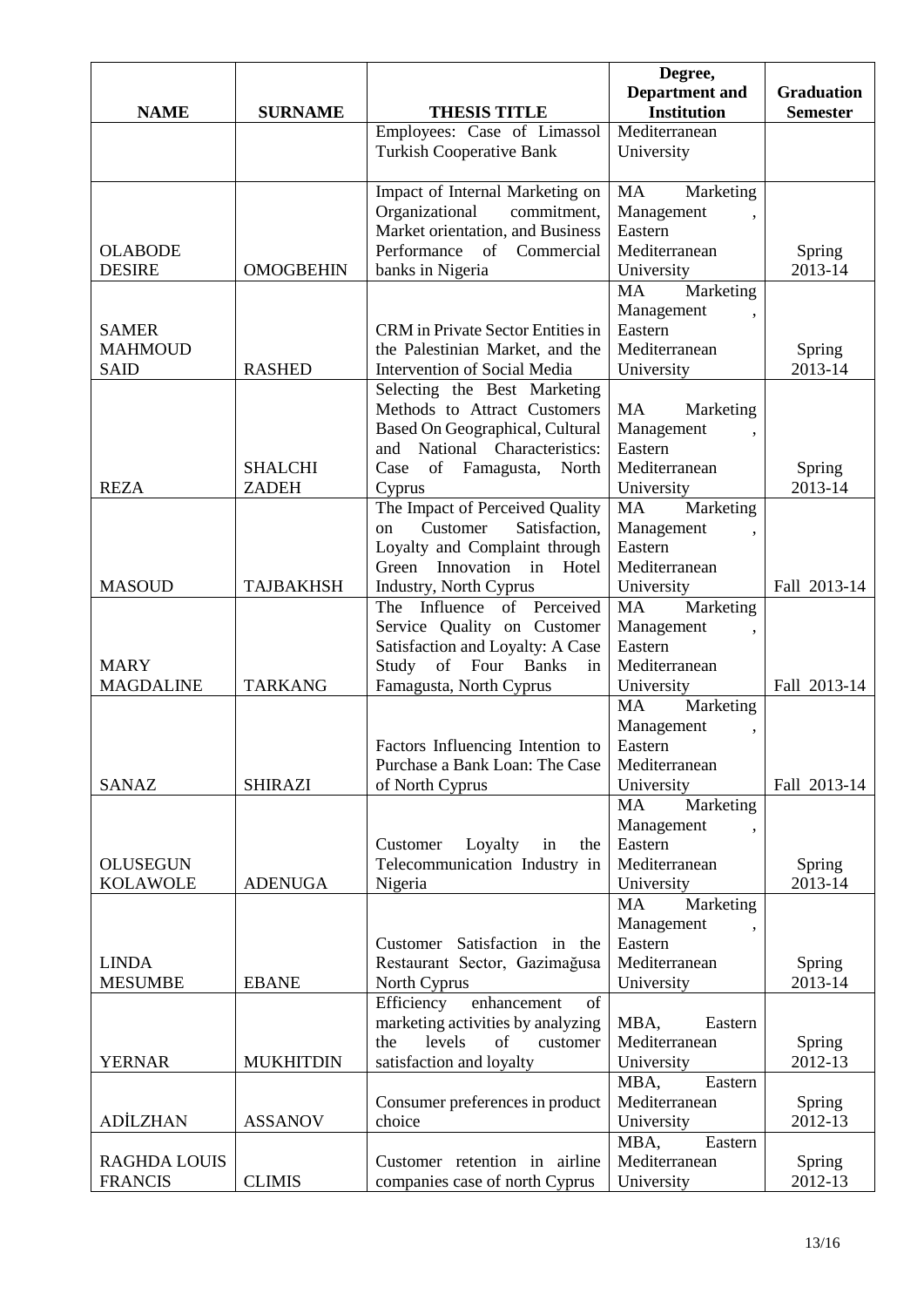| NAME | SURNAME | THESIS TITLE | Degree, Department and Institution | Graduation Semester |
|---|---|---|---|---|
| | | Employees: Case of Limassol Turkish Cooperative Bank | Mediterranean University | |
| OLABODE DESIRE | OMOGBEHIN | Impact of Internal Marketing on Organizational commitment, Market orientation, and Business Performance of Commercial banks in Nigeria | MA Marketing Management , Eastern Mediterranean University | Spring 2013-14 |
| SAMER MAHMOUD SAID | RASHED | CRM in Private Sector Entities in the Palestinian Market, and the Intervention of Social Media | MA Marketing Management , Eastern Mediterranean University | Spring 2013-14 |
| REZA | SHALCHI ZADEH | Selecting the Best Marketing Methods to Attract Customers Based On Geographical, Cultural and National Characteristics: Case of Famagusta, North Cyprus | MA Marketing Management , Eastern Mediterranean University | Spring 2013-14 |
| MASOUD | TAJBAKHSH | The Impact of Perceived Quality on Customer Satisfaction, Loyalty and Complaint through Green Innovation in Hotel Industry, North Cyprus | MA Marketing Management , Eastern Mediterranean University | Fall 2013-14 |
| MARY MAGDALINE | TARKANG | The Influence of Perceived Service Quality on Customer Satisfaction and Loyalty: A Case Study of Four Banks in Famagusta, North Cyprus | MA Marketing Management , Eastern Mediterranean University | Fall 2013-14 |
| SANAZ | SHIRAZI | Factors Influencing Intention to Purchase a Bank Loan: The Case of North Cyprus | MA Marketing Management , Eastern Mediterranean University | Fall 2013-14 |
| OLUSEGUN KOLAWOLE | ADENUGA | Customer Loyalty in the Telecommunication Industry in Nigeria | MA Marketing Management , Eastern Mediterranean University | Spring 2013-14 |
| LINDA MESUMBE | EBANE | Customer Satisfaction in the Restaurant Sector, Gazimağusa North Cyprus | MA Marketing Management , Eastern Mediterranean University | Spring 2013-14 |
| YERNAR | MUKHITDIN | Efficiency enhancement of marketing activities by analyzing the levels of customer satisfaction and loyalty | MBA, Eastern Mediterranean University | Spring 2012-13 |
| ADİLZHAN | ASSANOV | Consumer preferences in product choice | MBA, Eastern Mediterranean University | Spring 2012-13 |
| RAGHDA LOUIS FRANCIS | CLIMIS | Customer retention in airline companies case of north Cyprus | MBA, Eastern Mediterranean University | Spring 2012-13 |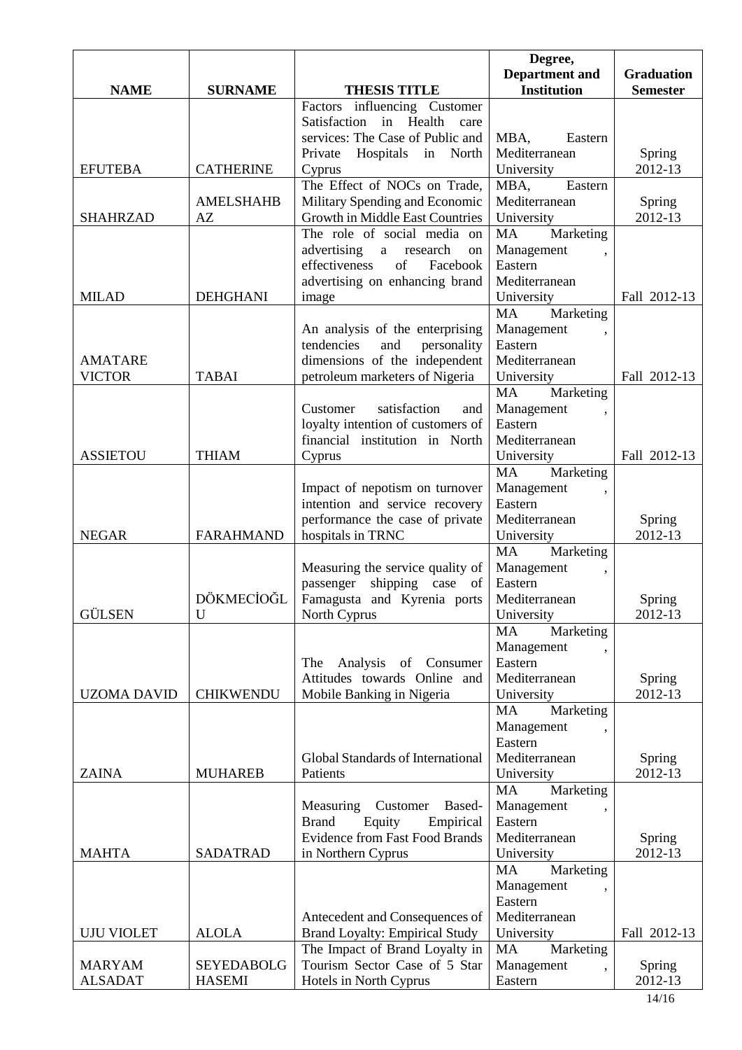| NAME | SURNAME | THESIS TITLE | Degree, Department and Institution | Graduation Semester |
|---|---|---|---|---|
| EFUTEBA | CATHERINE | Factors influencing Customer Satisfaction in Health care services: The Case of Public and Private Hospitals in North Cyprus | MBA, Eastern Mediterranean University | Spring 2012-13 |
| SHAHRZAD | AMELSHAHBAZ | The Effect of NOCs on Trade, Military Spending and Economic Growth in Middle East Countries | MBA, Eastern Mediterranean University | Spring 2012-13 |
| MILAD | DEHGHANI | The role of social media on advertising a research on effectiveness of Facebook advertising on enhancing brand image | MA Marketing Management , Eastern Mediterranean University | Fall 2012-13 |
| AMATARE VICTOR | TABAI | An analysis of the enterprising tendencies and personality dimensions of the independent petroleum marketers of Nigeria | MA Marketing Management , Eastern Mediterranean University | Fall 2012-13 |
| ASSIETOU | THIAM | Customer satisfaction and loyalty intention of customers of financial institution in North Cyprus | MA Marketing Management , Eastern Mediterranean University | Fall 2012-13 |
| NEGAR | FARAHMAND | Impact of nepotism on turnover intention and service recovery performance the case of private hospitals in TRNC | MA Marketing Management , Eastern Mediterranean University | Spring 2012-13 |
| GÜLSEN | DÖKMECİOĞLU | Measuring the service quality of passenger shipping case of Famagusta and Kyrenia ports North Cyprus | MA Marketing Management , Eastern Mediterranean University | Spring 2012-13 |
| UZOMA DAVID | CHIKWENDU | The Analysis of Consumer Attitudes towards Online and Mobile Banking in Nigeria | MA Marketing Management , Eastern Mediterranean University | Spring 2012-13 |
| ZAINA | MUHAREB | Global Standards of International Patients | MA Marketing Management , Eastern Mediterranean University | Spring 2012-13 |
| MAHTA | SADATRAD | Measuring Customer Based-Brand Equity Empirical Evidence from Fast Food Brands in Northern Cyprus | MA Marketing Management , Eastern Mediterranean University | Spring 2012-13 |
| UJU VIOLET | ALOLA | Antecedent and Consequences of Brand Loyalty: Empirical Study | MA Marketing Management , Eastern Mediterranean University | Fall 2012-13 |
| MARYAM ALSADAT | SEYEDABOLGHASEMI | The Impact of Brand Loyalty in Tourism Sector Case of 5 Star Hotels in North Cyprus | MA Marketing Management , Eastern | Spring 2012-13 |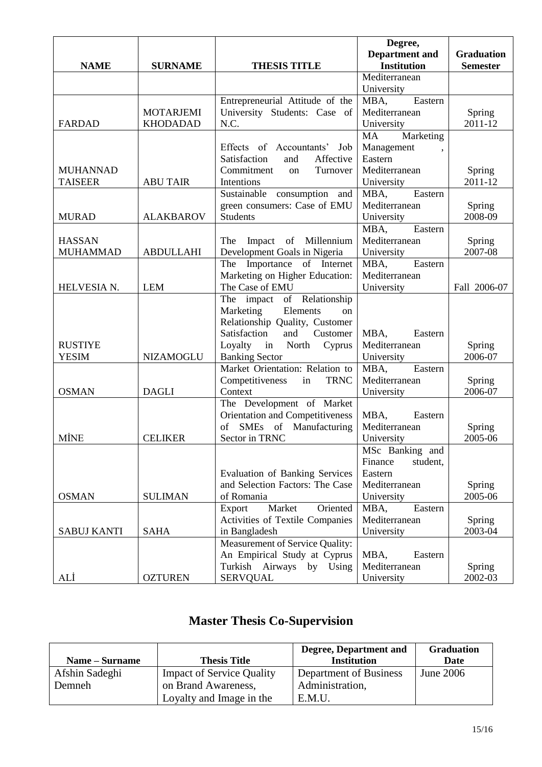| NAME | SURNAME | THESIS TITLE | Degree, Department and Institution | Graduation Semester |
|---|---|---|---|---|
| | | | Mediterranean University | |
| FARDAD | MOTARJEMI KHODADAD | Entrepreneurial Attitude of the University Students: Case of N.C. | MBA, Eastern Mediterranean University | Spring 2011-12 |
| MUHANNAD TAISEER | ABU TAIR | Effects of Accountants' Job Satisfaction and Affective Commitment on Turnover Intentions | MA Marketing Management , Eastern Mediterranean University | Spring 2011-12 |
| MURAD | ALAKBAROV | Sustainable consumption and green consumers: Case of EMU Students | MBA, Eastern Mediterranean University | Spring 2008-09 |
| HASSAN MUHAMMAD | ABDULLAHI | The Impact of Millennium Development Goals in Nigeria | MBA, Eastern Mediterranean University | Spring 2007-08 |
| HELVESIA N. | LEM | The Importance of Internet Marketing on Higher Education: The Case of EMU | MBA, Eastern Mediterranean University | Fall 2006-07 |
| RUSTIYE YESIM | NIZAMOGLU | The impact of Relationship Marketing Elements on Relationship Quality, Customer Satisfaction and Customer Loyalty in North Cyprus Banking Sector | MBA, Eastern Mediterranean University | Spring 2006-07 |
| OSMAN | DAGLI | Market Orientation: Relation to Competitiveness in TRNC Context | MBA, Eastern Mediterranean University | Spring 2006-07 |
| MİNE | CELIKER | The Development of Market Orientation and Competitiveness of SMEs of Manufacturing Sector in TRNC | MBA, Eastern Mediterranean University | Spring 2005-06 |
| OSMAN | SULIMAN | Evaluation of Banking Services and Selection Factors: The Case of Romania | MSc Banking and Finance student, Eastern Mediterranean University | Spring 2005-06 |
| SABUJ KANTI | SAHA | Export Market Oriented Activities of Textile Companies in Bangladesh | MBA, Eastern Mediterranean University | Spring 2003-04 |
| ALİ | OZTUREN | Measurement of Service Quality: An Empirical Study at Cyprus Turkish Airways by Using SERVQUAL | MBA, Eastern Mediterranean University | Spring 2002-03 |

## Master Thesis Co-Supervision

| Name – Surname | Thesis Title | Degree, Department and Institution | Graduation Date |
|---|---|---|---|
| Afshin Sadeghi Demneh | Impact of Service Quality on Brand Awareness, Loyalty and Image in the | Department of Business Administration, E.M.U. | June 2006 |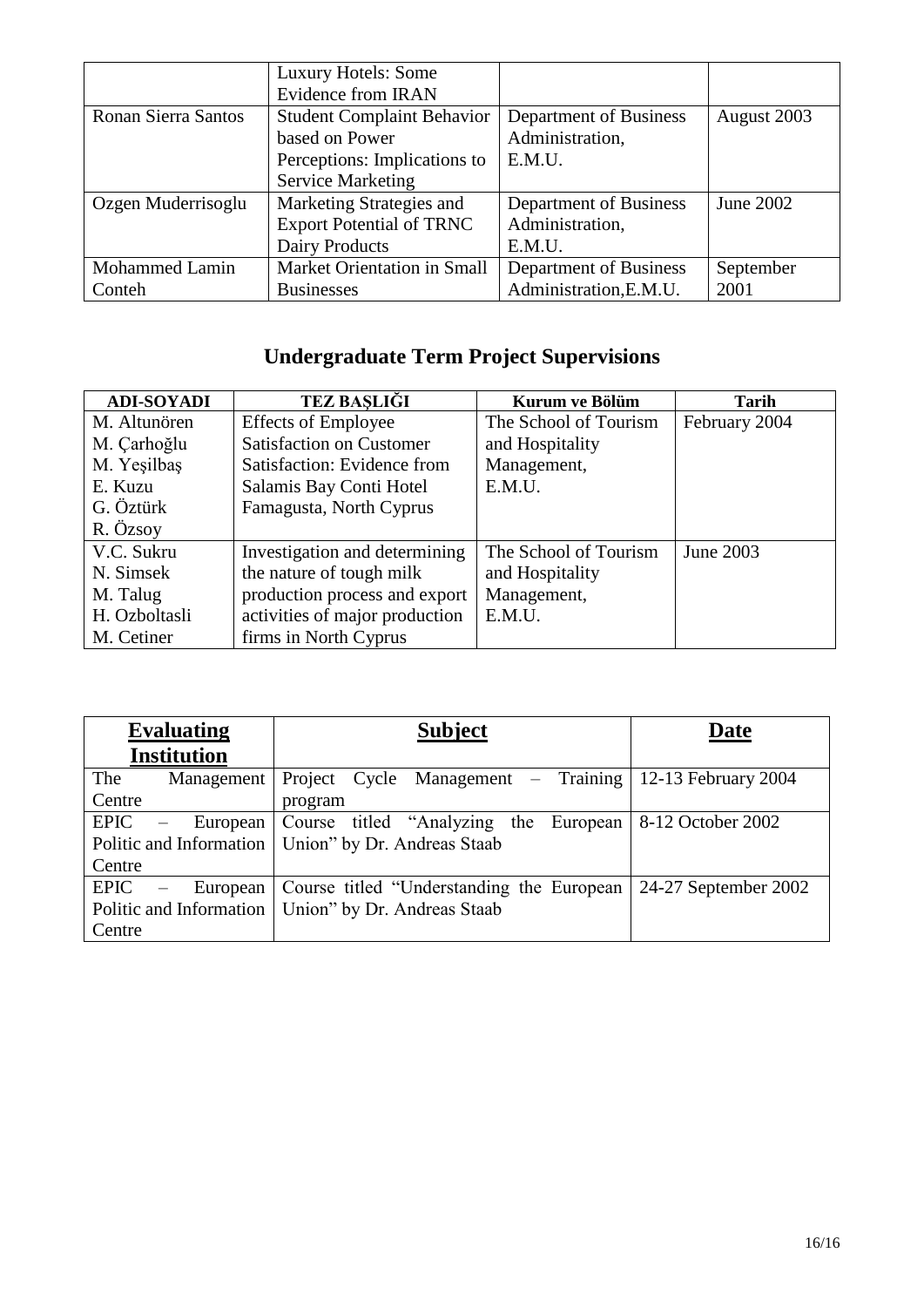| | | | |
|---|---|---|---|
| | Luxury Hotels: Some Evidence from IRAN | | |
| Ronan Sierra Santos | Student Complaint Behavior based on Power Perceptions: Implications to Service Marketing | Department of Business Administration, E.M.U. | August 2003 |
| Ozgen Muderrisoglu | Marketing Strategies and Export Potential of TRNC Dairy Products | Department of Business Administration, E.M.U. | June 2002 |
| Mohammed Lamin Conteh | Market Orientation in Small Businesses | Department of Business Administration,E.M.U. | September 2001 |

## Undergraduate Term Project Supervisions

| ADI-SOYADI | TEZ BAŞLIĞI | Kurum ve Bölüm | Tarih |
|---|---|---|---|
| M. Altunören<br>M. Çarhoğlu<br>M. Yeşilbaş<br>E. Kuzu<br>G. Öztürk<br>R. Özsoy | Effects of Employee Satisfaction on Customer Satisfaction: Evidence from Salamis Bay Conti Hotel Famagusta, North Cyprus | The School of Tourism and Hospitality Management, E.M.U. | February 2004 |
| V.C. Sukru<br>N. Simsek<br>M. Talug<br>H. Ozboltasli<br>M. Cetiner | Investigation and determining the nature of tough milk production process and export activities of major production firms in North Cyprus | The School of Tourism and Hospitality Management, E.M.U. | June 2003 |

| Evaluating Institution | Subject | Date |
|---|---|---|
| The Management Centre | Project Cycle Management – Training program | 12-13 February 2004 |
| EPIC – European Politic and Information Centre | Course titled "Analyzing the European Union" by Dr. Andreas Staab | 8-12 October 2002 |
| EPIC – European Politic and Information Centre | Course titled "Understanding the European Union" by Dr. Andreas Staab | 24-27 September 2002 |